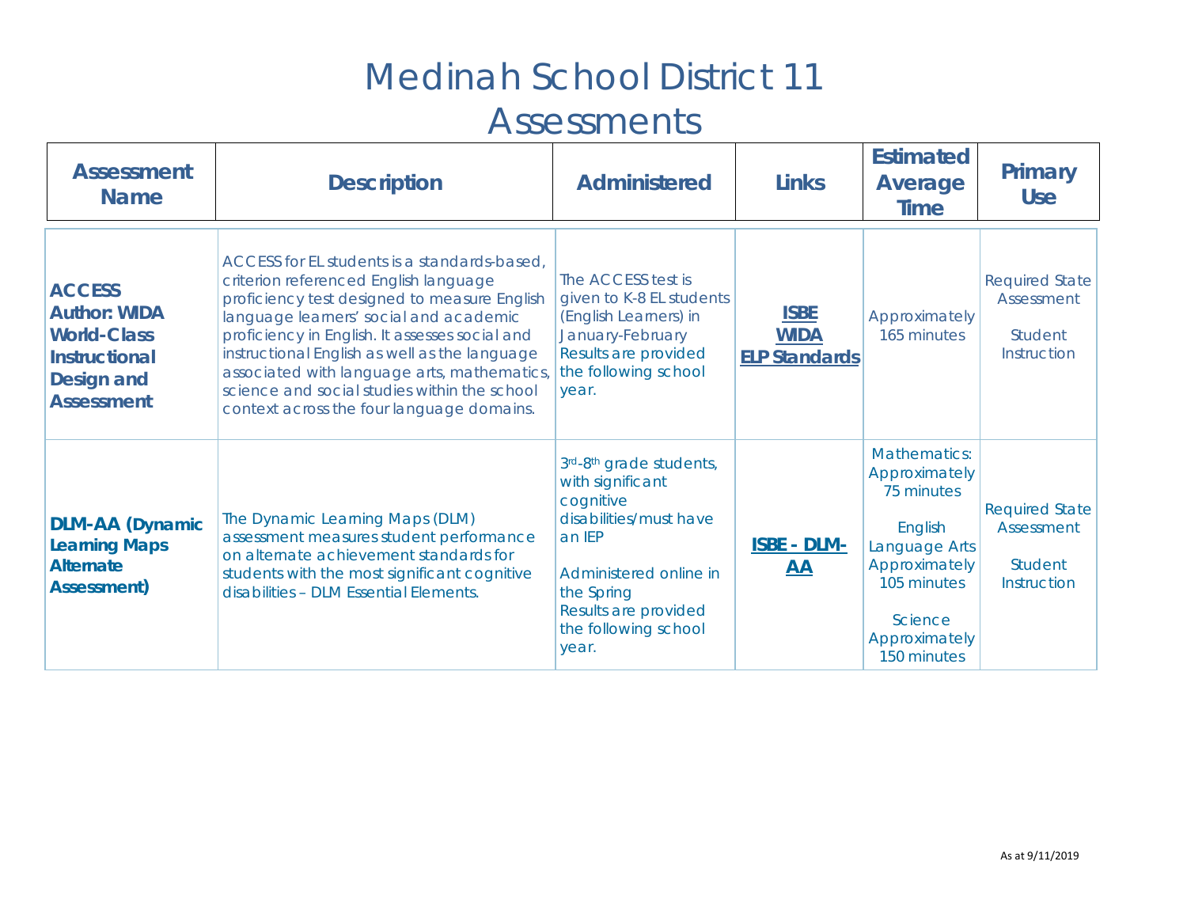# Medinah School District 11

# Assessments

| Assessment Name | Description | Administered | Links | Estimated Average Time | Primary Use |
|---|---|---|---|---|---|
| **ACCESS Author: WIDA World-Class Instructional Design and Assessment** | ACCESS for EL students is a standards-based, criterion referenced English language proficiency test designed to measure English language learners' social and academic proficiency in English. It assesses social and instructional English as well as the language associated with language arts, mathematics, science and social studies within the school context across the four language domains. | The ACCESS test is given to K-8 EL students (English Learners) in January-February Results are provided the following school year. | **ISBE** **WIDA** **ELP Standards** | Approximately 165 minutes | Required State Assessment<br><br>Student Instruction |
| **DLM-AA (Dynamic Learning Maps Alternate Assessment)** | The Dynamic Learning Maps (DLM) assessment measures student performance on alternate achievement standards for students with the most significant cognitive disabilities – DLM Essential Elements. | 3rd-8th grade students, with significant cognitive disabilities/must have an IEP<br><br>Administered online in the Spring Results are provided the following school year. | **ISBE - DLM-AA** | Mathematics: Approximately 75 minutes<br><br>English Language Arts Approximately 105 minutes<br><br>Science Approximately 150 minutes | Required State Assessment<br><br>Student Instruction |

As at 9/11/2019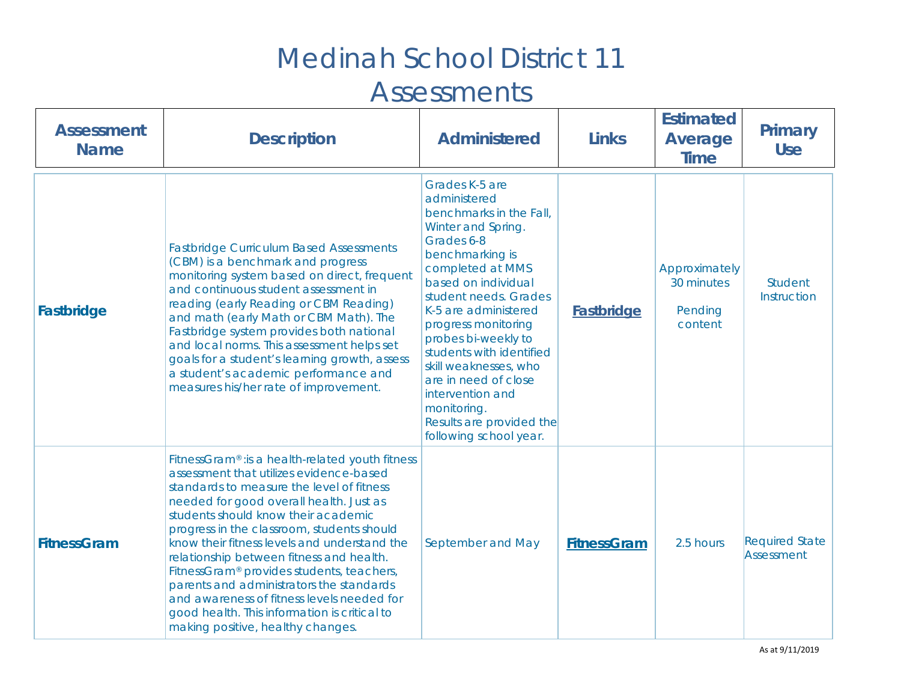# Medinah School District 11

# Assessments

| Assessment Name | Description | Administered | Links | Estimated Average Time | Primary Use |
|---|---|---|---|---|---|
| **Fastbridge** | Fastbridge Curriculum Based Assessments (CBM) is a benchmark and progress monitoring system based on direct, frequent and continuous student assessment in reading (early Reading or CBM Reading) and math (early Math or CBM Math). The Fastbridge system provides both national and local norms. This assessment helps set goals for a student's learning growth, assess a student's academic performance and measures his/her rate of improvement. | Grades K-5 are administered benchmarks in the Fall, Winter and Spring. Grades 6-8 benchmarking is completed at MMS based on individual student needs. Grades K-5 are administered progress monitoring probes bi-weekly to students with identified skill weaknesses, who are in need of close intervention and monitoring. Results are provided the following school year. | Fastbridge | Approximately 30 minutes<br><br>Pending content | Student Instruction |
| **FitnessGram** | FitnessGram®:is a health-related youth fitness assessment that utilizes evidence-based standards to measure the level of fitness needed for good overall health. Just as students should know their academic progress in the classroom, students should know their fitness levels and understand the relationship between fitness and health. FitnessGram® provides students, teachers, parents and administrators the standards and awareness of fitness levels needed for good health. This information is critical to making positive, healthy changes. | September and May | FitnessGram | 2.5 hours | Required State Assessment |

As at 9/11/2019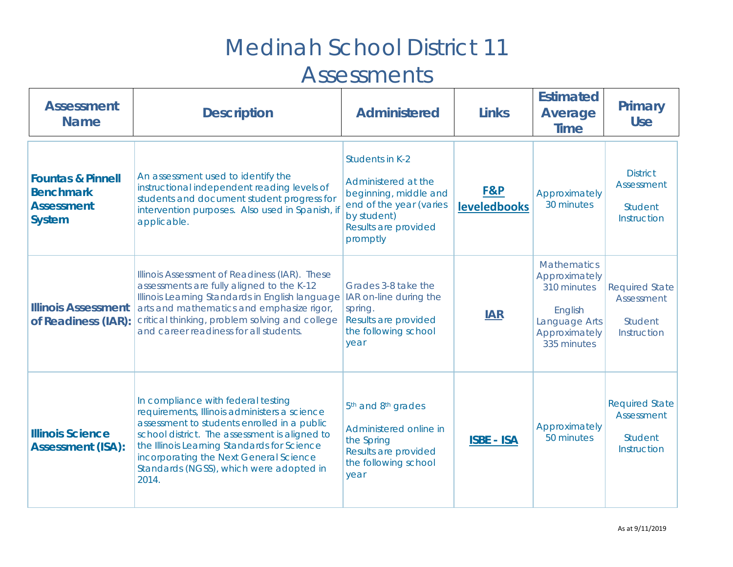# Medinah School District 11
# Assessments

| Assessment Name | Description | Administered | Links | Estimated Average Time | Primary Use |
|---|---|---|---|---|---|
| **Fountas & Pinnell Benchmark Assessment System** | An assessment used to identify the instructional independent reading levels of students and document student progress for intervention purposes. Also used in Spanish, if applicable. | Students in K-2<br><br>Administered at the beginning, middle and end of the year (varies by student)<br>Results are provided promptly | **F&P leveledbooks** | Approximately 30 minutes | District Assessment<br><br>Student Instruction |
| **Illinois Assessment of Readiness (IAR):** | Illinois Assessment of Readiness (IAR). These assessments are fully aligned to the K-12 Illinois Learning Standards in English language arts and mathematics and emphasize rigor, critical thinking, problem solving and college and career readiness for all students. | Grades 3-8 take the IAR on-line during the spring.<br>Results are provided the following school year | **IAR** | Mathematics Approximately 310 minutes<br><br>English Language Arts Approximately 335 minutes | Required State Assessment<br><br>Student Instruction |
| **Illinois Science Assessment (ISA):** | In compliance with federal testing requirements, Illinois administers a science assessment to students enrolled in a public school district. The assessment is aligned to the Illinois Learning Standards for Science incorporating the Next General Science Standards (NGSS), which were adopted in 2014. | 5th and 8th grades<br><br>Administered online in the Spring<br>Results are provided the following school year | **ISBE - ISA** | Approximately 50 minutes | Required State Assessment<br><br>Student Instruction |

As at 9/11/2019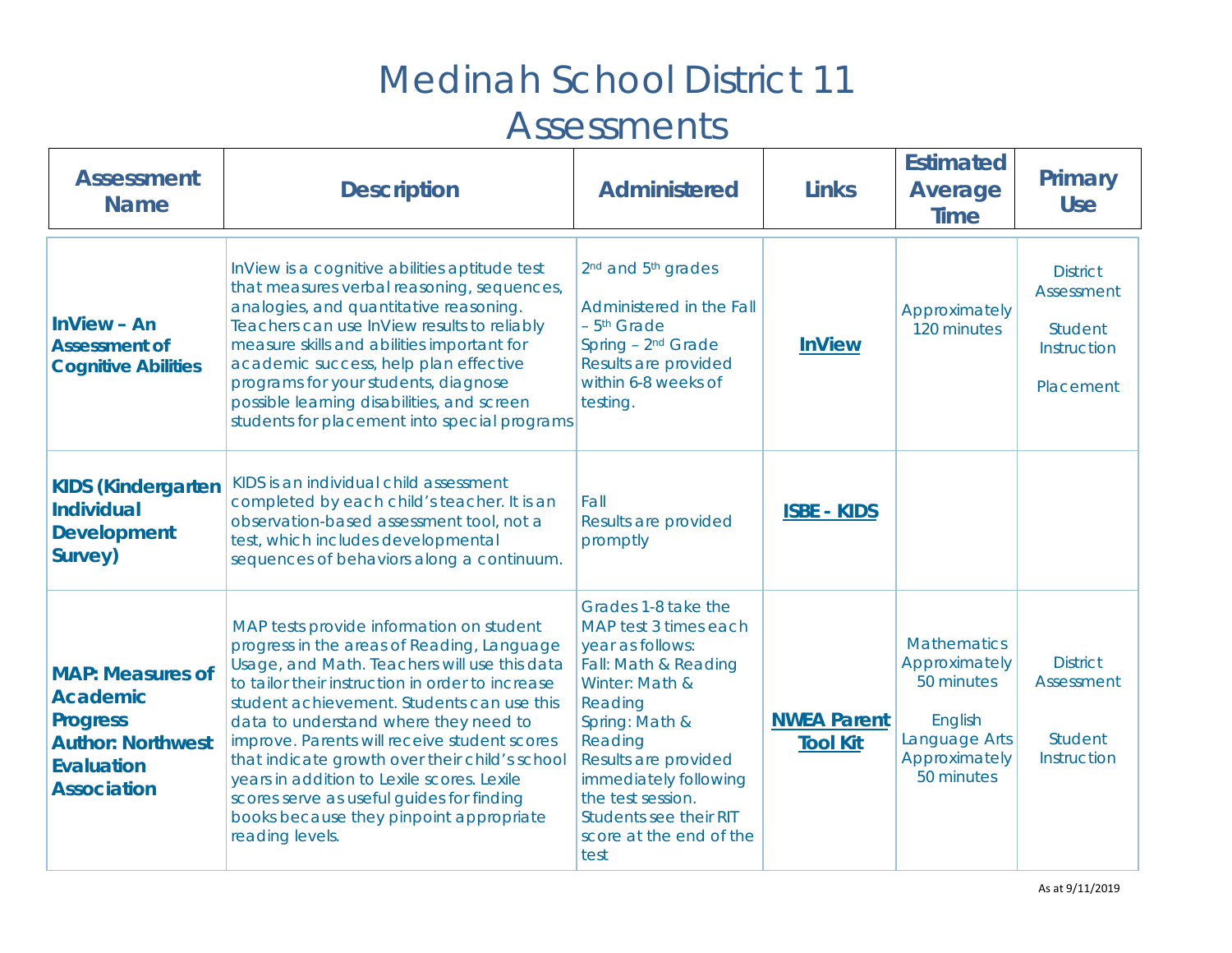# Medinah School District 11

# Assessments

| Assessment Name | Description | Administered | Links | Estimated Average Time | Primary Use |
|---|---|---|---|---|---|
| **InView – An Assessment of Cognitive Abilities** | InView is a cognitive abilities aptitude test that measures verbal reasoning, sequences, analogies, and quantitative reasoning. Teachers can use InView results to reliably measure skills and abilities important for academic success, help plan effective programs for your students, diagnose possible learning disabilities, and screen students for placement into special programs | 2nd and 5th grades<br><br>Administered in the Fall – 5th Grade<br>Spring – 2nd Grade<br>Results are provided within 6-8 weeks of testing. | **InView** | Approximately 120 minutes | District Assessment<br><br>Student Instruction<br><br>Placement |
| **KIDS (Kindergarten Individual Development Survey)** | KIDS is an individual child assessment completed by each child's teacher. It is an observation-based assessment tool, not a test, which includes developmental sequences of behaviors along a continuum. | Fall<br>Results are provided promptly | **ISBE - KIDS** | | |
| **MAP: Measures of Academic Progress Author: Northwest Evaluation Association** | MAP tests provide information on student progress in the areas of Reading, Language Usage, and Math. Teachers will use this data to tailor their instruction in order to increase student achievement. Students can use this data to understand where they need to improve. Parents will receive student scores that indicate growth over their child's school years in addition to Lexile scores. Lexile scores serve as useful guides for finding books because they pinpoint appropriate reading levels. | Grades 1-8 take the MAP test 3 times each year as follows:<br>Fall: Math & Reading<br>Winter: Math & Reading<br>Spring: Math & Reading<br>Results are provided immediately following the test session. Students see their RIT score at the end of the test | **NWEA Parent Tool Kit** | Mathematics Approximately 50 minutes<br><br>English Language Arts Approximately 50 minutes | District Assessment<br><br>Student Instruction |

As at 9/11/2019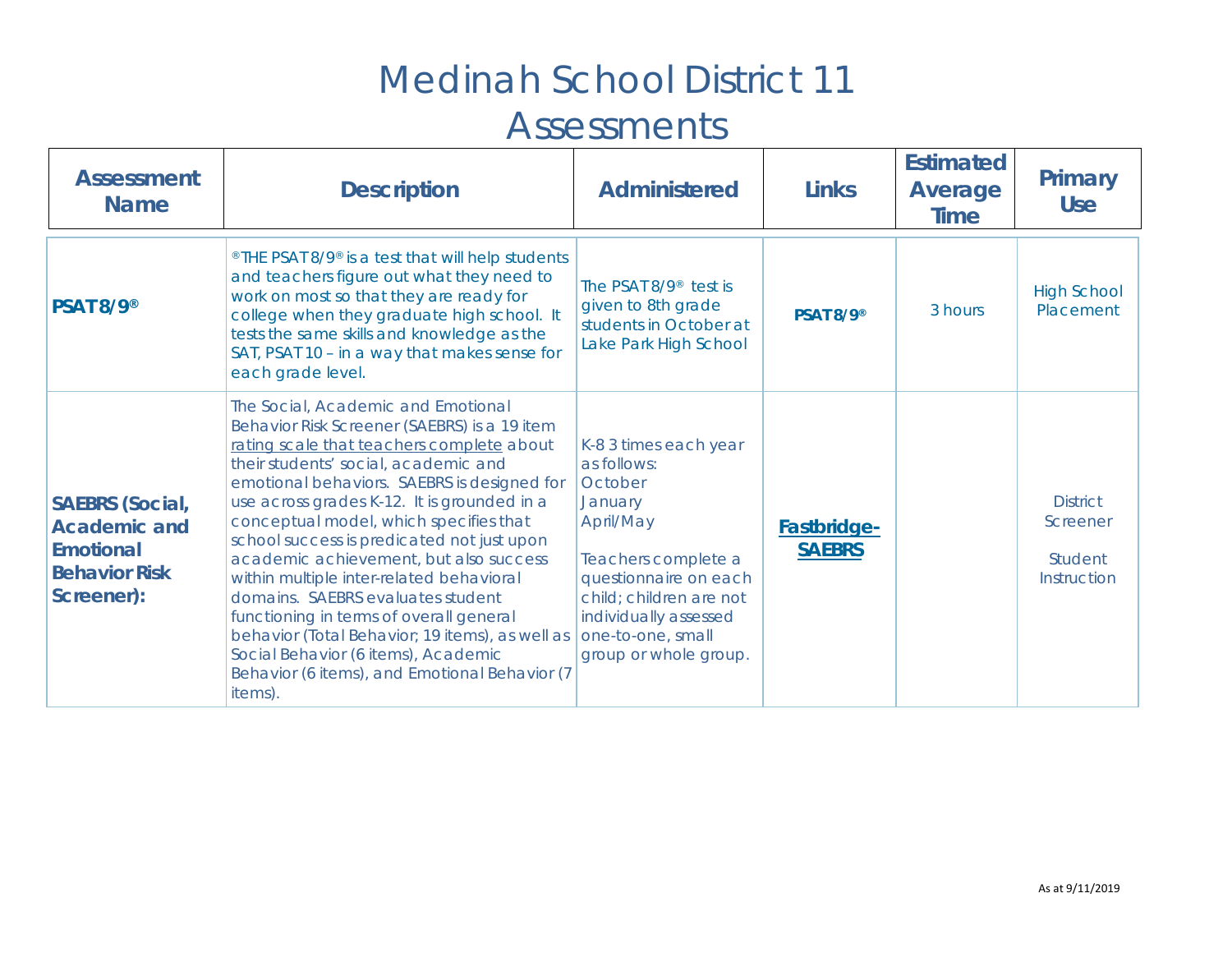# Medinah School District 11
# Assessments

| Assessment Name | Description | Administered | Links | Estimated Average Time | Primary Use |
|---|---|---|---|---|---|
| **PSAT 8/9®** | ®THE PSAT 8/9® is a test that will help students and teachers figure out what they need to work on most so that they are ready for college when they graduate high school. It tests the same skills and knowledge as the SAT, PSAT 10 – in a way that makes sense for each grade level. | The PSAT 8/9® test is given to 8th grade students in October at Lake Park High School | **PSAT 8/9®** | 3 hours | High School Placement |
| **SAEBRS (Social, Academic and Emotional Behavior Risk Screener):** | The Social, Academic and Emotional Behavior Risk Screener (SAEBRS) is a 19 item rating scale that teachers complete about their students' social, academic and emotional behaviors. SAEBRS is designed for use across grades K-12. It is grounded in a conceptual model, which specifies that school success is predicated not just upon academic achievement, but also success within multiple inter-related behavioral domains. SAEBRS evaluates student functioning in terms of overall general behavior (Total Behavior; 19 items), as well as Social Behavior (6 items), Academic Behavior (6 items), and Emotional Behavior (7 items). | K-8 3 times each year as follows:<br>October<br>January<br>April/May<br><br>Teachers complete a questionnaire on each child; children are not individually assessed one-to-one, small group or whole group. | **Fastbridge-SAEBRS** | | District Screener<br><br>Student Instruction |

As at 9/11/2019